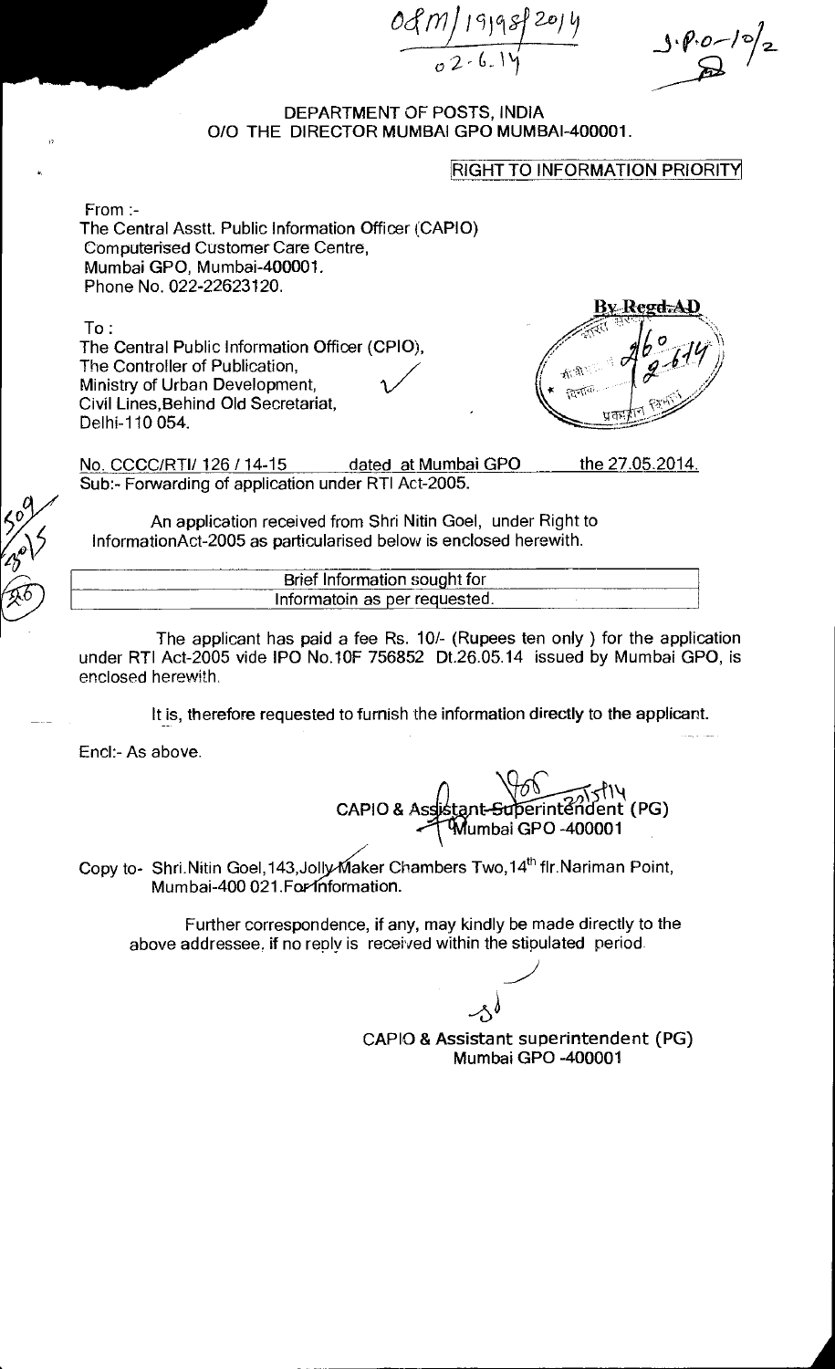08 M/19198/2014
02.6.14

J.P.O-10/2

DEPARTMENT OF POSTS, INDIA
O/O THE DIRECTOR MUMBAI GPO MUMBAI-400001.

**RIGHT TO INFORMATION PRIORITY**

From :-
The Central Asstt. Public Information Officer (CAPIO)
Computerised Customer Care Centre,
Mumbai GPO, Mumbai-400001.
Phone No. 022-22623120.

To :
The Central Public Information Officer (CPIO),
The Controller of Publication,
Ministry of Urban Development,
Civil Lines,Behind Old Secretariat,
Delhi-110 054.

By Regd.AD

260
2-6-14

No. CCCC/RTI/ 126 / 14-15 dated at Mumbai GPO the 27.05.2014.
Sub:- Forwarding of application under RTI Act-2005.

An application received from Shri Nitin Goel, under Right to InformationAct-2005 as particularised below is enclosed herewith.

| Brief Information sought for |
| --- |
| Informatoin as per requested. |

The applicant has paid a fee Rs. 10/- (Rupees ten only ) for the application under RTI Act-2005 vide IPO No.10F 756852 Dt.26.05.14 issued by Mumbai GPO, is enclosed herewith.

It is, therefore requested to furnish the information directly to the applicant.

Encl:- As above.

CAPIO & Assistant Superintendent (PG)
Mumbai GPO -400001

Copy to- Shri.Nitin Goel,143,Jolly Maker Chambers Two,14th flr.Nariman Point, Mumbai-400 021.For information.

Further correspondence, if any, may kindly be made directly to the above addressee, if no reply is received within the stipulated period.

CAPIO & Assistant superintendent (PG)
Mumbai GPO -400001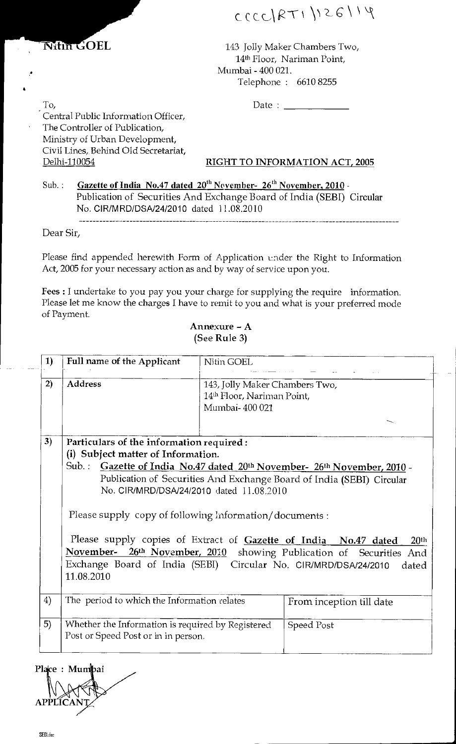CCCC|RTI|126|14

**Nitin GOEL**

143 Jolly Maker Chambers Two,
14th Floor, Nariman Point,
Mumbai - 400 021.
Telephone : 6610 8255

To,
Central Public Information Officer,
The Controller of Publication,
Ministry of Urban Development,
Civil Lines, Behind Old Secretariat,
Delhi-110054

Date : \_\_\_\_\_\_\_\_\_\_\_\_

**RIGHT TO INFORMATION ACT, 2005**

Sub. : **Gazette of India No.47 dated 20th November- 26th November, 2010** - Publication of Securities And Exchange Board of India (SEBI) Circular No. CIR/MRD/DSA/24/2010 dated 11.08.2010

Dear Sir,

Please find appended herewith Form of Application under the Right to Information Act, 2005 for your necessary action as and by way of service upon you.

**Fees :** I undertake to you pay you your charge for supplying the require information. Please let me know the charges I have to remit to you and what is your preferred mode of Payment.

**Annexure – A**
**(See Rule 3)**

| | | | |
|---|---|---|---|
| 1) | **Full name of the Applicant** | Nitin GOEL | |
| 2) | **Address** | 143, Jolly Maker Chambers Two, 14th Floor, Nariman Point, Mumbai- 400 021 | |
| 3) | **Particulars of the information required :** **(i) Subject matter of Information.** Sub. : **Gazette of India No.47 dated 20th November- 26th November, 2010** - Publication of Securities And Exchange Board of India (SEBI) Circular No. CIR/MRD/DSA/24/2010 dated 11.08.2010<br><br>Please supply copy of following Information/documents :<br><br>Please supply copies of Extract of **Gazette of India No.47 dated 20th November- 26th November, 2010** showing Publication of Securities And Exchange Board of India (SEBI) Circular No. CIR/MRD/DSA/24/2010 dated 11.08.2010 | | |
| 4) | The period to which the Information relates | | From inception till date |
| 5) | Whether the Information is required by Registered Post or Speed Post or in in person. | | Speed Post |

Place : Mumbai

APPLICANT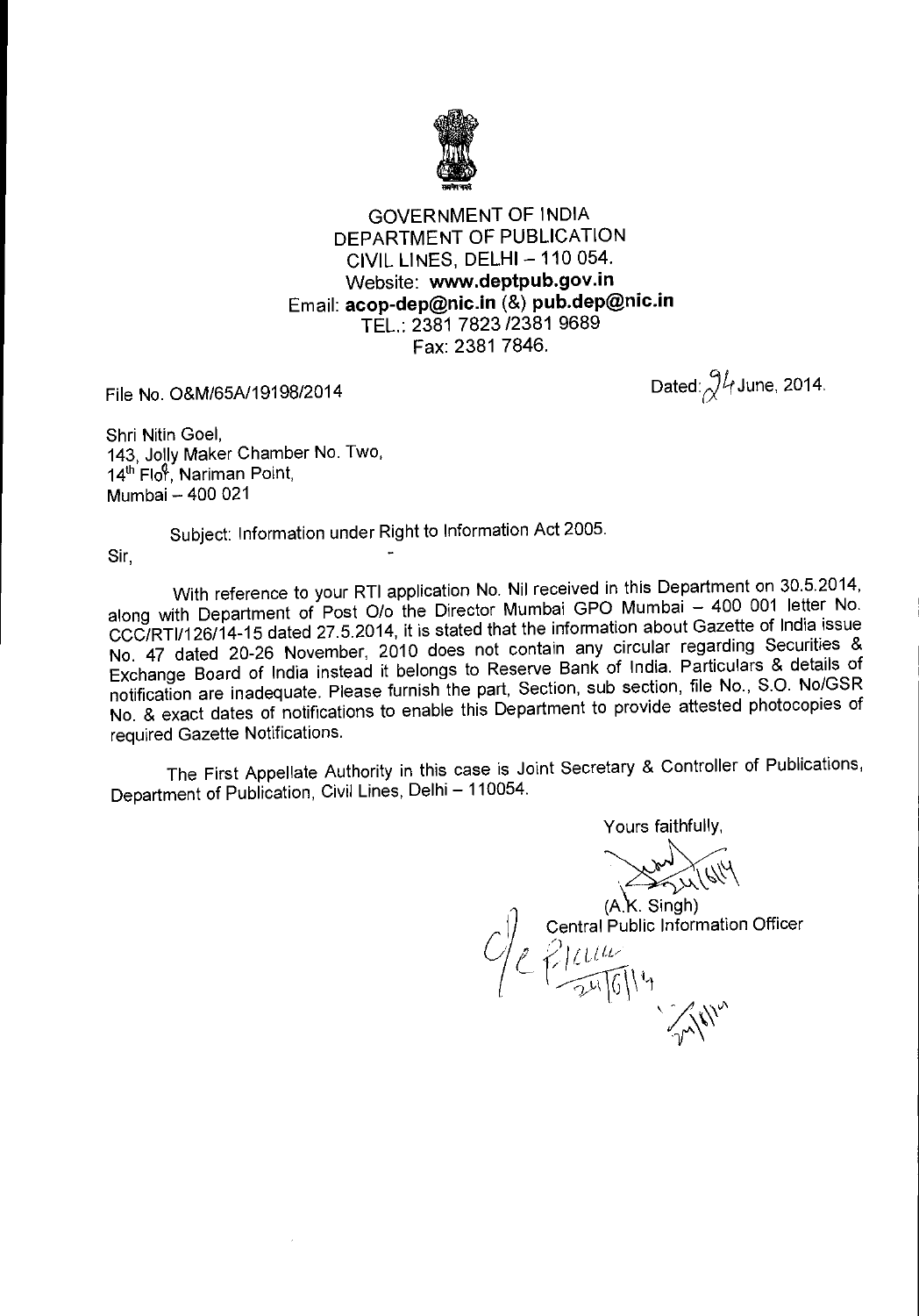GOVERNMENT OF INDIA
DEPARTMENT OF PUBLICATION
CIVIL LINES, DELHI – 110 054.
Website: **www.deptpub.gov.in**
Email: **acop-dep@nic.in** (&) **pub.dep@nic.in**
TEL.: 2381 7823 /2381 9689
Fax: 2381 7846.

File No. O&M/65A/19198/2014

Dated: 24 June, 2014.

Shri Nitin Goel,
143, Jolly Maker Chamber No. Two,
14th Floor, Nariman Point,
Mumbai – 400 021

Subject: Information under Right to Information Act 2005.

Sir,

With reference to your RTI application No. Nil received in this Department on 30.5.2014, along with Department of Post O/o the Director Mumbai GPO Mumbai – 400 001 letter No. CCC/RTI/126/14-15 dated 27.5.2014, it is stated that the information about Gazette of India issue No. 47 dated 20-26 November, 2010 does not contain any circular regarding Securities & Exchange Board of India instead it belongs to Reserve Bank of India. Particulars & details of notification are inadequate. Please furnish the part, Section, sub section, file No., S.O. No/GSR No. & exact dates of notifications to enable this Department to provide attested photocopies of required Gazette Notifications.

The First Appellate Authority in this case is Joint Secretary & Controller of Publications, Department of Publication, Civil Lines, Delhi – 110054.

Yours faithfully,

24/6/14

(A.K. Singh)
Central Public Information Officer

C/c File
24/6/14